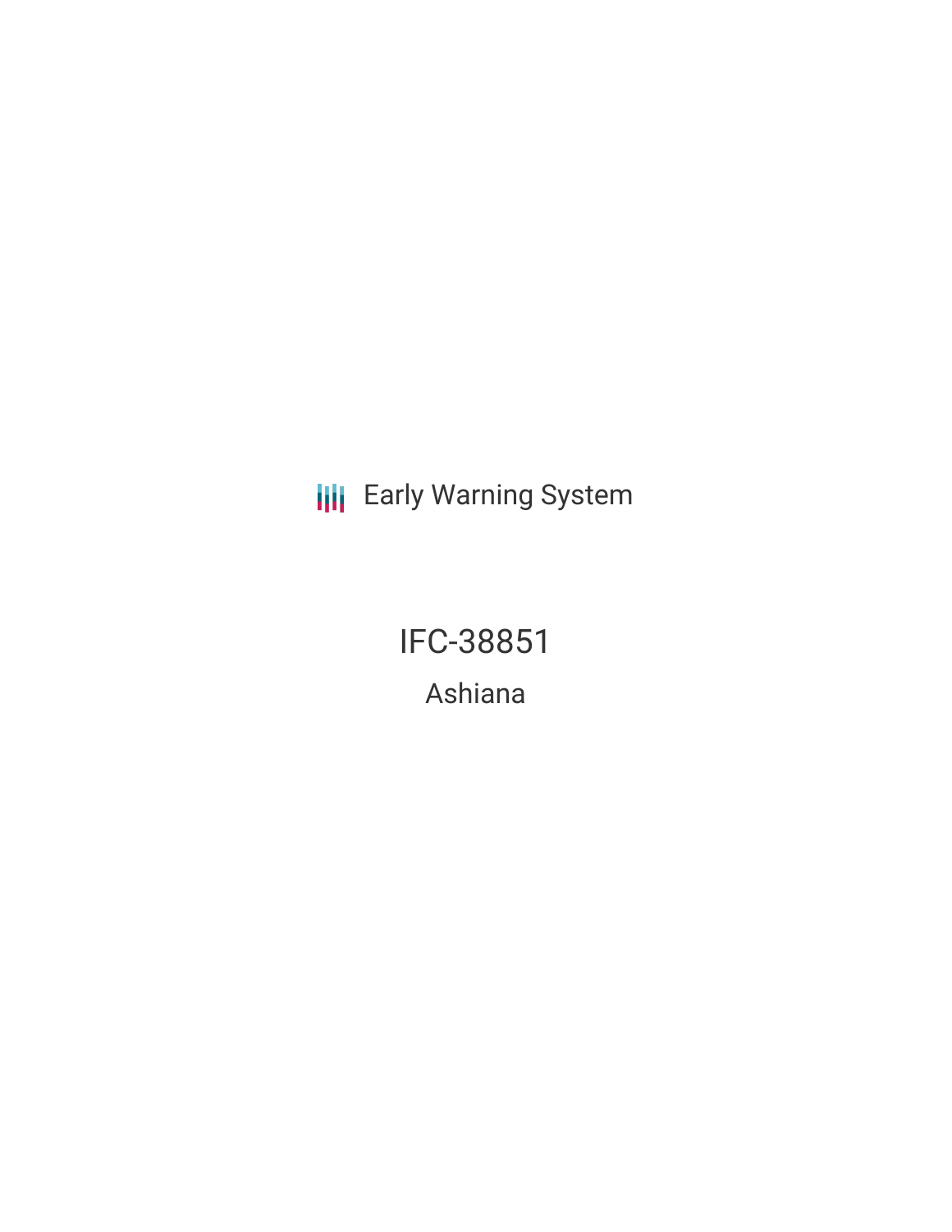Early Warning System

# IFC-38851

## Ashiana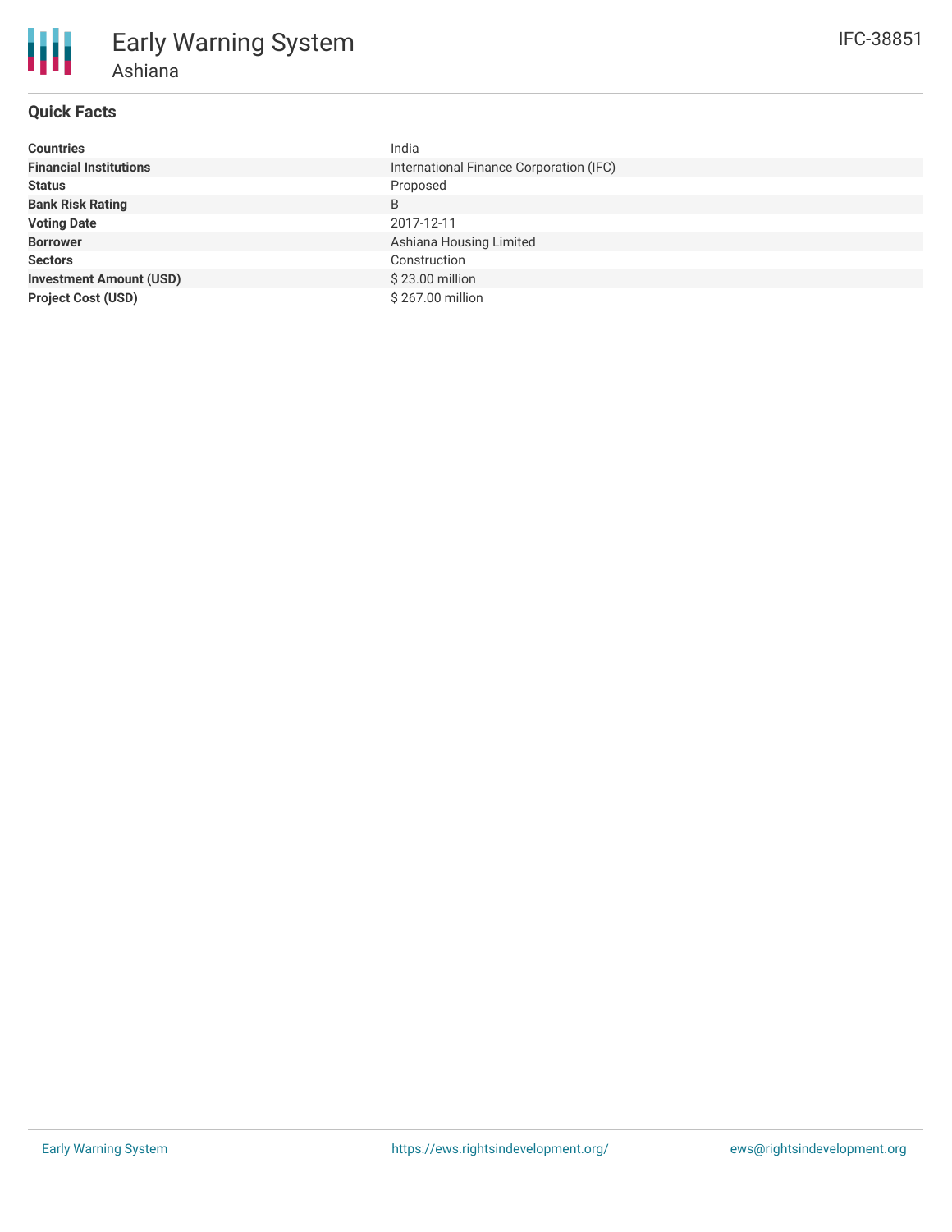# Early Warning System

## Ashiana

IFC-38851

### Quick Facts

| | |
|---|---|
| **Countries** | India |
| **Financial Institutions** | International Finance Corporation (IFC) |
| **Status** | Proposed |
| **Bank Risk Rating** | B |
| **Voting Date** | 2017-12-11 |
| **Borrower** | Ashiana Housing Limited |
| **Sectors** | Construction |
| **Investment Amount (USD)** | $ 23.00 million |
| **Project Cost (USD)** | $ 267.00 million |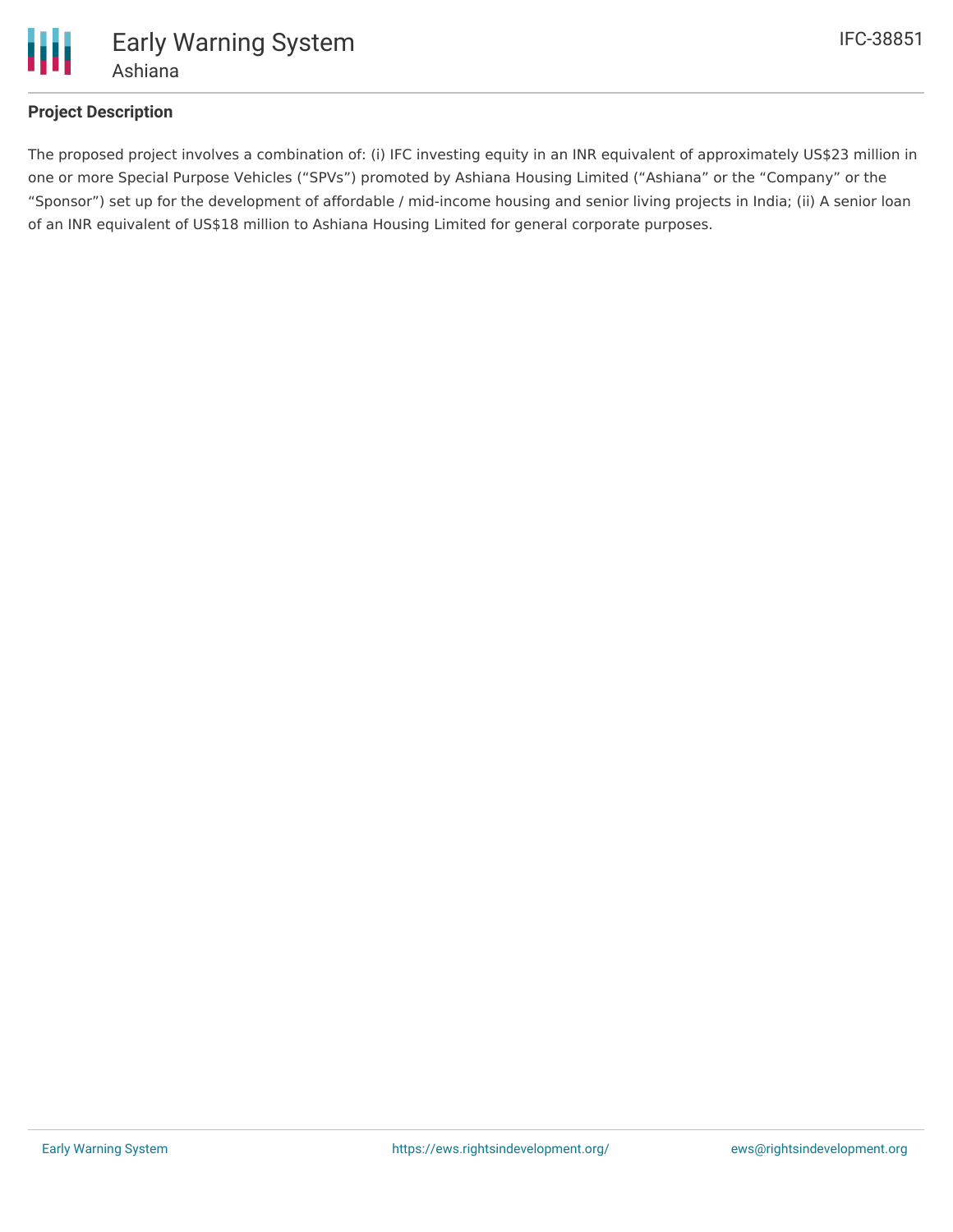## Project Description

The proposed project involves a combination of: (i) IFC investing equity in an INR equivalent of approximately US$23 million in one or more Special Purpose Vehicles ("SPVs") promoted by Ashiana Housing Limited ("Ashiana" or the "Company" or the "Sponsor") set up for the development of affordable / mid-income housing and senior living projects in India; (ii) A senior loan of an INR equivalent of US$18 million to Ashiana Housing Limited for general corporate purposes.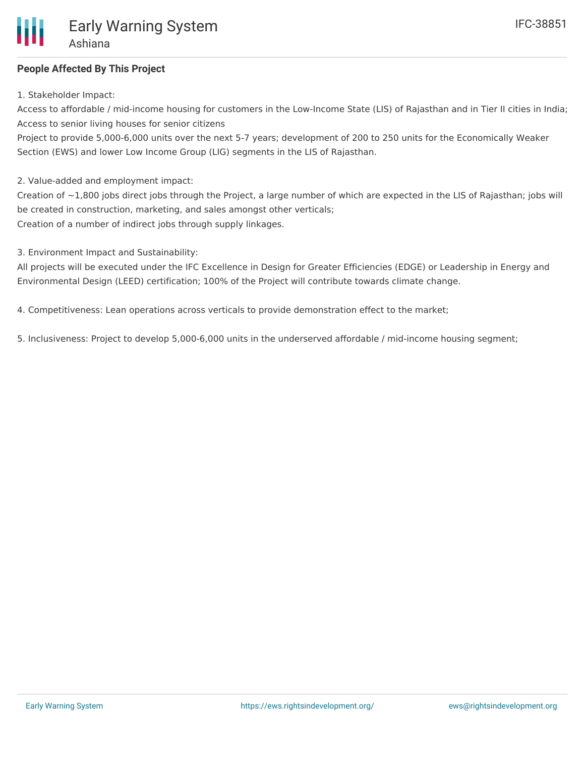### People Affected By This Project

1. Stakeholder Impact:
Access to affordable / mid-income housing for customers in the Low-Income State (LIS) of Rajasthan and in Tier II cities in India; Access to senior living houses for senior citizens
Project to provide 5,000-6,000 units over the next 5-7 years; development of 200 to 250 units for the Economically Weaker Section (EWS) and lower Low Income Group (LIG) segments in the LIS of Rajasthan.

2. Value-added and employment impact:
Creation of ~1,800 jobs direct jobs through the Project, a large number of which are expected in the LIS of Rajasthan; jobs will be created in construction, marketing, and sales amongst other verticals;
Creation of a number of indirect jobs through supply linkages.

3. Environment Impact and Sustainability:
All projects will be executed under the IFC Excellence in Design for Greater Efficiencies (EDGE) or Leadership in Energy and Environmental Design (LEED) certification; 100% of the Project will contribute towards climate change.

4. Competitiveness: Lean operations across verticals to provide demonstration effect to the market;

5. Inclusiveness: Project to develop 5,000-6,000 units in the underserved affordable / mid-income housing segment;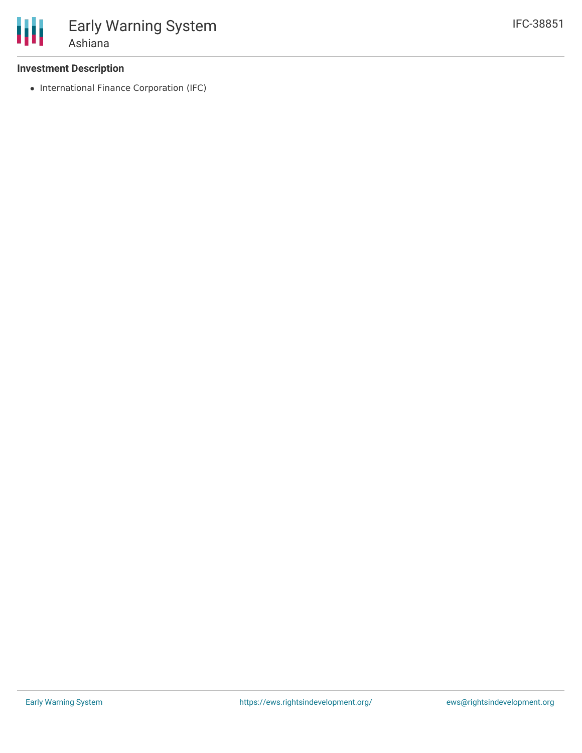### Investment Description

- International Finance Corporation (IFC)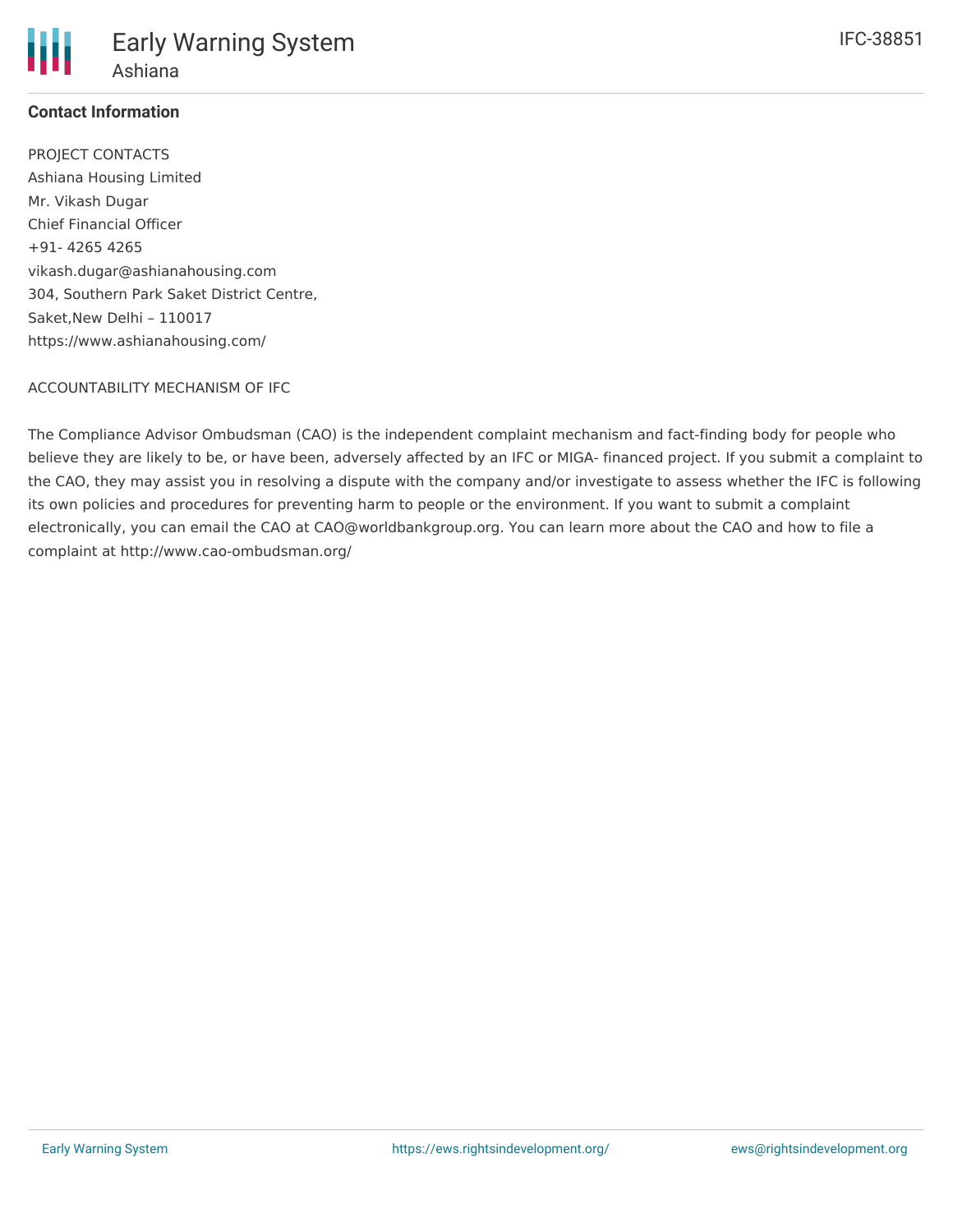#### Contact Information

PROJECT CONTACTS
Ashiana Housing Limited
Mr. Vikash Dugar
Chief Financial Officer
+91- 4265 4265
vikash.dugar@ashianahousing.com
304, Southern Park Saket District Centre,
Saket,New Delhi – 110017
https://www.ashianahousing.com/

ACCOUNTABILITY MECHANISM OF IFC

The Compliance Advisor Ombudsman (CAO) is the independent complaint mechanism and fact-finding body for people who believe they are likely to be, or have been, adversely affected by an IFC or MIGA- financed project. If you submit a complaint to the CAO, they may assist you in resolving a dispute with the company and/or investigate to assess whether the IFC is following its own policies and procedures for preventing harm to people or the environment. If you want to submit a complaint electronically, you can email the CAO at CAO@worldbankgroup.org. You can learn more about the CAO and how to file a complaint at http://www.cao-ombudsman.org/